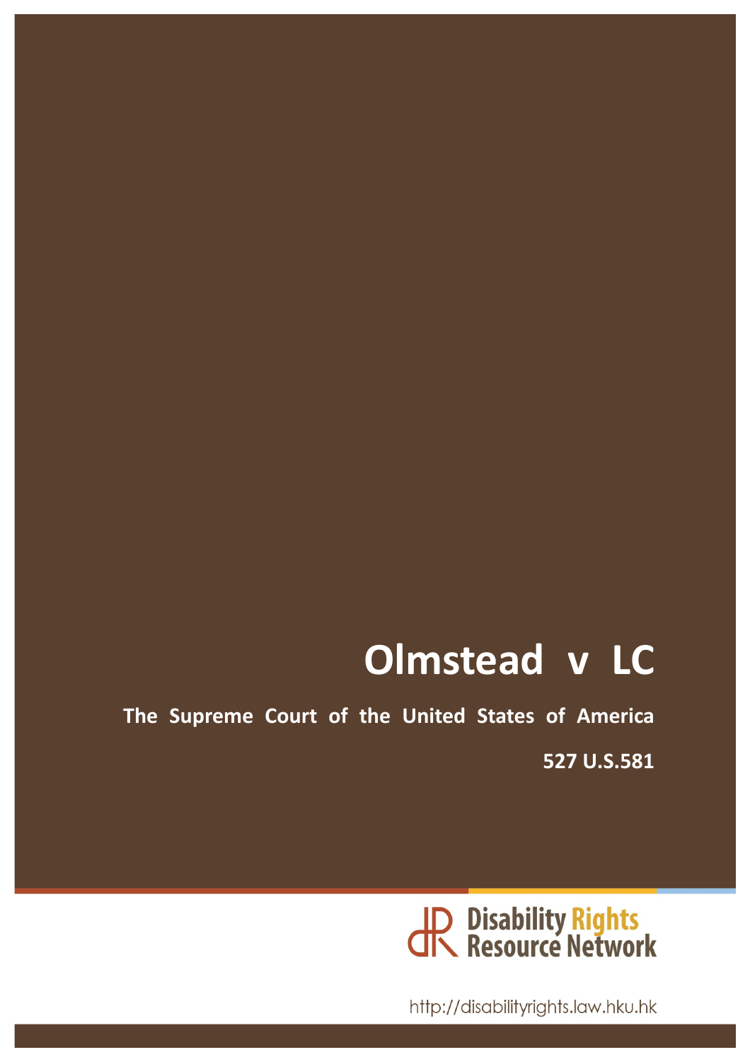# Olmstead v LC

**The Supreme Court of the United States of America**

**527 U.S.581**

Disability Rights Resource Network

http://disabilityrights.law.hku.hk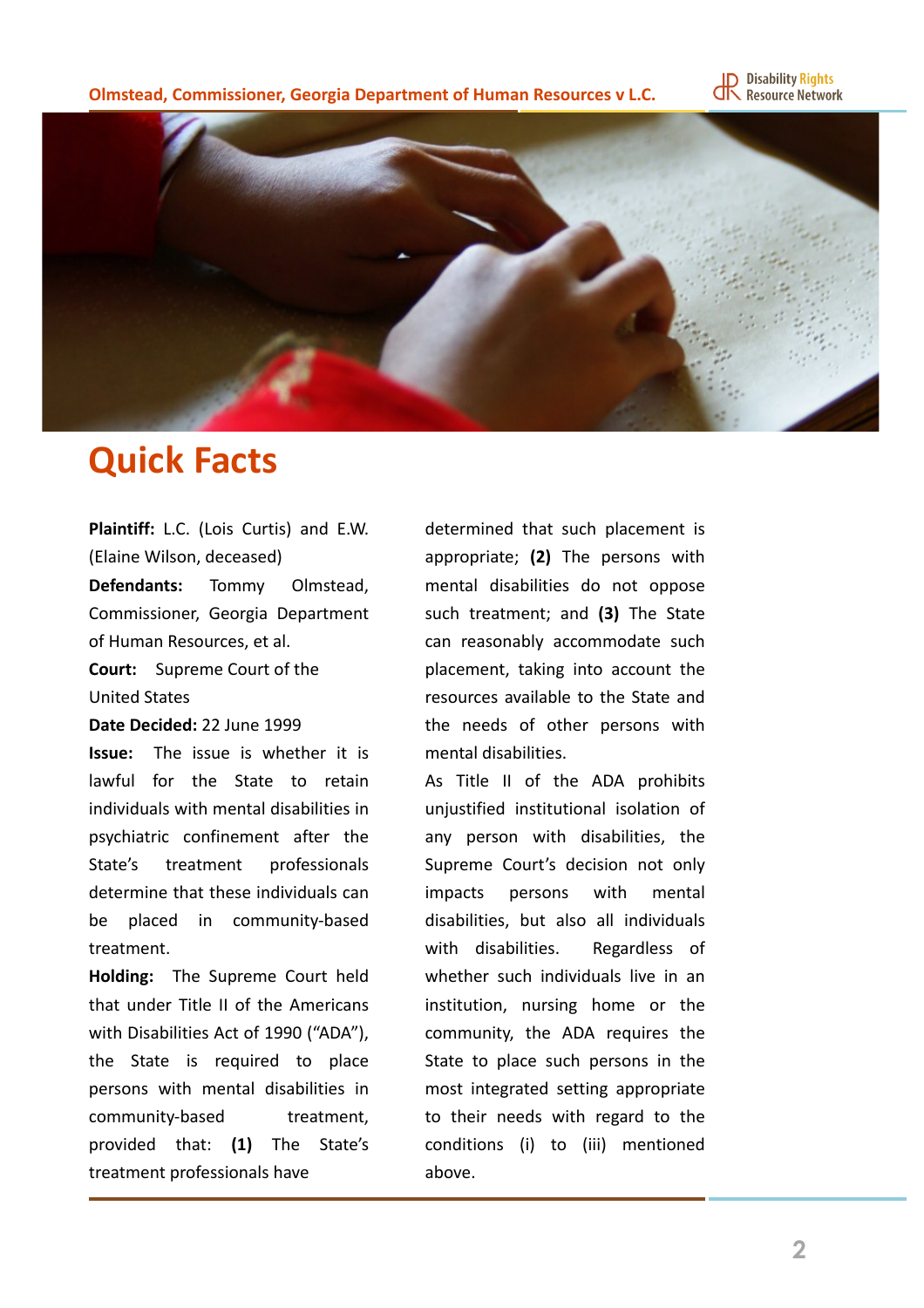# Quick Facts

**Plaintiff:** L.C. (Lois Curtis) and E.W. (Elaine Wilson, deceased)

**Defendants:** Tommy Olmstead, Commissioner, Georgia Department of Human Resources, et al.

**Court:** Supreme Court of the United States

**Date Decided:** 22 June 1999

**Issue:** The issue is whether it is lawful for the State to retain individuals with mental disabilities in psychiatric confinement after the State's treatment professionals determine that these individuals can be placed in community-based treatment.

**Holding:** The Supreme Court held that under Title II of the Americans with Disabilities Act of 1990 ("ADA"), the State is required to place persons with mental disabilities in community-based treatment, provided that: **(1)** The State's treatment professionals have determined that such placement is appropriate; **(2)** The persons with mental disabilities do not oppose such treatment; and **(3)** The State can reasonably accommodate such placement, taking into account the resources available to the State and the needs of other persons with mental disabilities.

As Title II of the ADA prohibits unjustified institutional isolation of any person with disabilities, the Supreme Court's decision not only impacts persons with mental disabilities, but also all individuals with disabilities. Regardless of whether such individuals live in an institution, nursing home or the community, the ADA requires the State to place such persons in the most integrated setting appropriate to their needs with regard to the conditions (i) to (iii) mentioned above.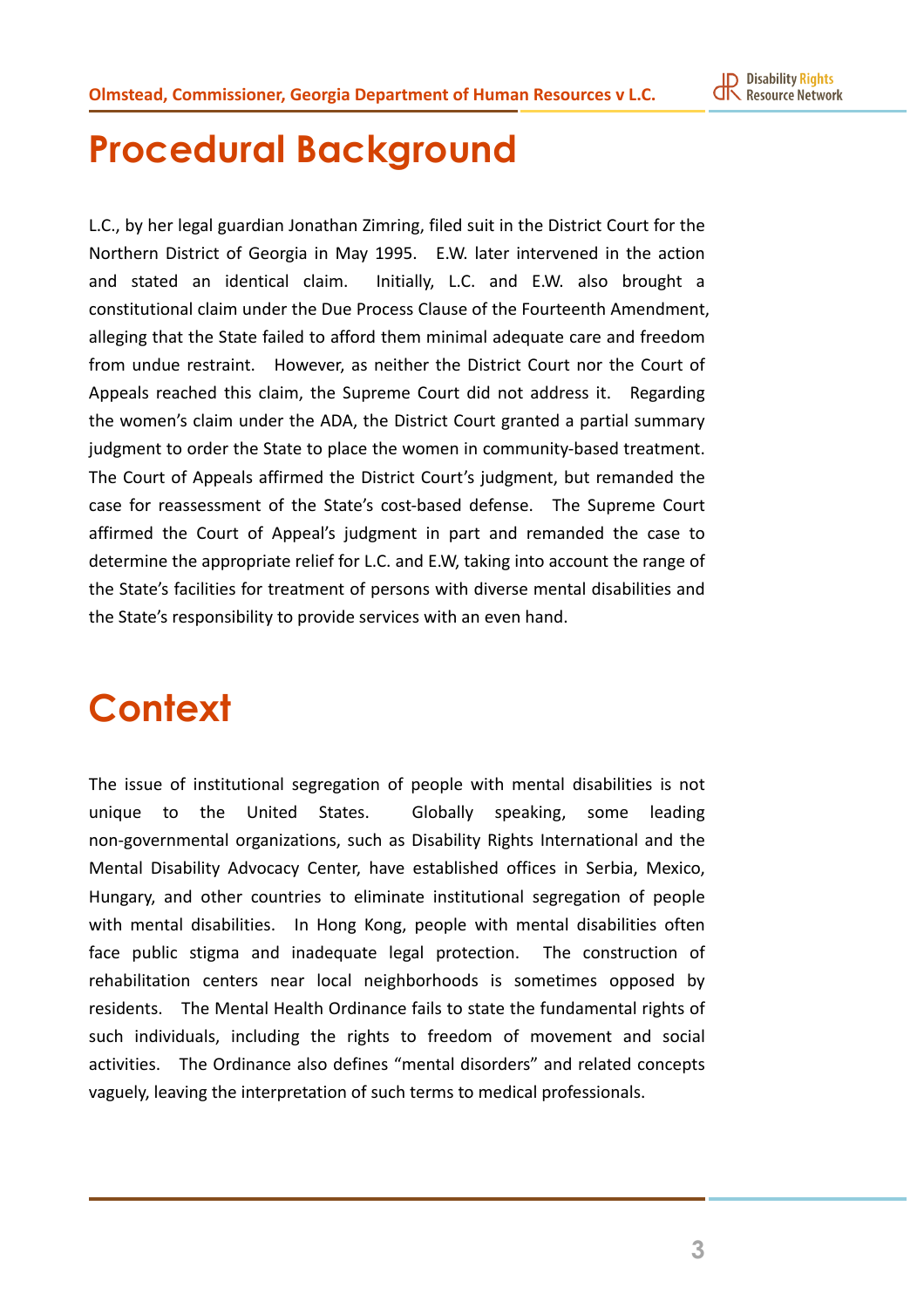# Procedural Background

L.C., by her legal guardian Jonathan Zimring, filed suit in the District Court for the Northern District of Georgia in May 1995. E.W. later intervened in the action and stated an identical claim. Initially, L.C. and E.W. also brought a constitutional claim under the Due Process Clause of the Fourteenth Amendment, alleging that the State failed to afford them minimal adequate care and freedom from undue restraint. However, as neither the District Court nor the Court of Appeals reached this claim, the Supreme Court did not address it. Regarding the women's claim under the ADA, the District Court granted a partial summary judgment to order the State to place the women in community-based treatment. The Court of Appeals affirmed the District Court's judgment, but remanded the case for reassessment of the State's cost-based defense. The Supreme Court affirmed the Court of Appeal's judgment in part and remanded the case to determine the appropriate relief for L.C. and E.W, taking into account the range of the State's facilities for treatment of persons with diverse mental disabilities and the State's responsibility to provide services with an even hand.

# Context

The issue of institutional segregation of people with mental disabilities is not unique to the United States. Globally speaking, some leading non-governmental organizations, such as Disability Rights International and the Mental Disability Advocacy Center, have established offices in Serbia, Mexico, Hungary, and other countries to eliminate institutional segregation of people with mental disabilities. In Hong Kong, people with mental disabilities often face public stigma and inadequate legal protection. The construction of rehabilitation centers near local neighborhoods is sometimes opposed by residents. The Mental Health Ordinance fails to state the fundamental rights of such individuals, including the rights to freedom of movement and social activities. The Ordinance also defines "mental disorders" and related concepts vaguely, leaving the interpretation of such terms to medical professionals.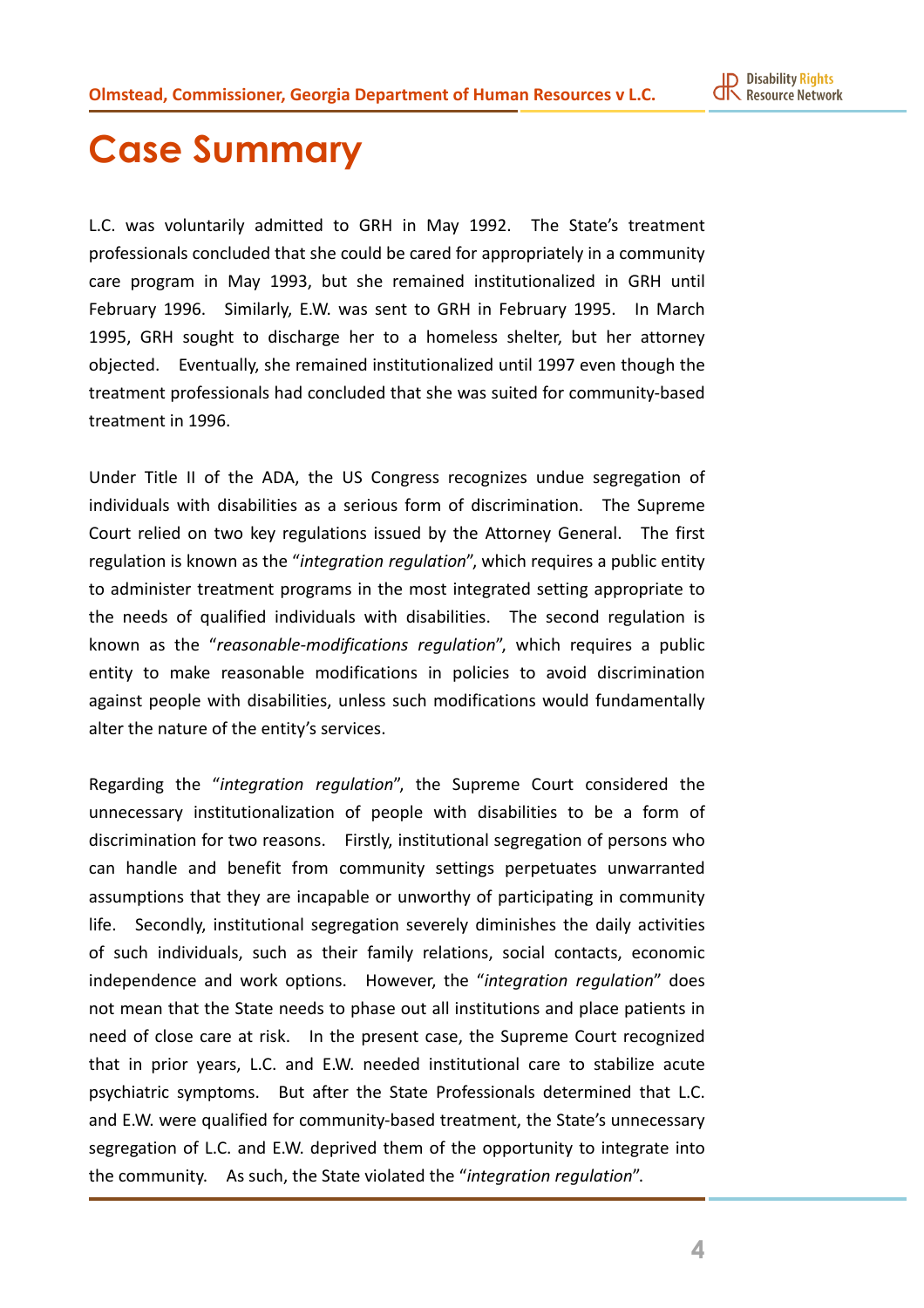# Case Summary

L.C. was voluntarily admitted to GRH in May 1992. The State's treatment professionals concluded that she could be cared for appropriately in a community care program in May 1993, but she remained institutionalized in GRH until February 1996. Similarly, E.W. was sent to GRH in February 1995. In March 1995, GRH sought to discharge her to a homeless shelter, but her attorney objected. Eventually, she remained institutionalized until 1997 even though the treatment professionals had concluded that she was suited for community-based treatment in 1996.

Under Title II of the ADA, the US Congress recognizes undue segregation of individuals with disabilities as a serious form of discrimination. The Supreme Court relied on two key regulations issued by the Attorney General. The first regulation is known as the "*integration regulation*", which requires a public entity to administer treatment programs in the most integrated setting appropriate to the needs of qualified individuals with disabilities. The second regulation is known as the "*reasonable-modifications regulation*", which requires a public entity to make reasonable modifications in policies to avoid discrimination against people with disabilities, unless such modifications would fundamentally alter the nature of the entity's services.

Regarding the "*integration regulation*", the Supreme Court considered the unnecessary institutionalization of people with disabilities to be a form of discrimination for two reasons. Firstly, institutional segregation of persons who can handle and benefit from community settings perpetuates unwarranted assumptions that they are incapable or unworthy of participating in community life. Secondly, institutional segregation severely diminishes the daily activities of such individuals, such as their family relations, social contacts, economic independence and work options. However, the "*integration regulation*" does not mean that the State needs to phase out all institutions and place patients in need of close care at risk. In the present case, the Supreme Court recognized that in prior years, L.C. and E.W. needed institutional care to stabilize acute psychiatric symptoms. But after the State Professionals determined that L.C. and E.W. were qualified for community-based treatment, the State's unnecessary segregation of L.C. and E.W. deprived them of the opportunity to integrate into the community. As such, the State violated the "*integration regulation*".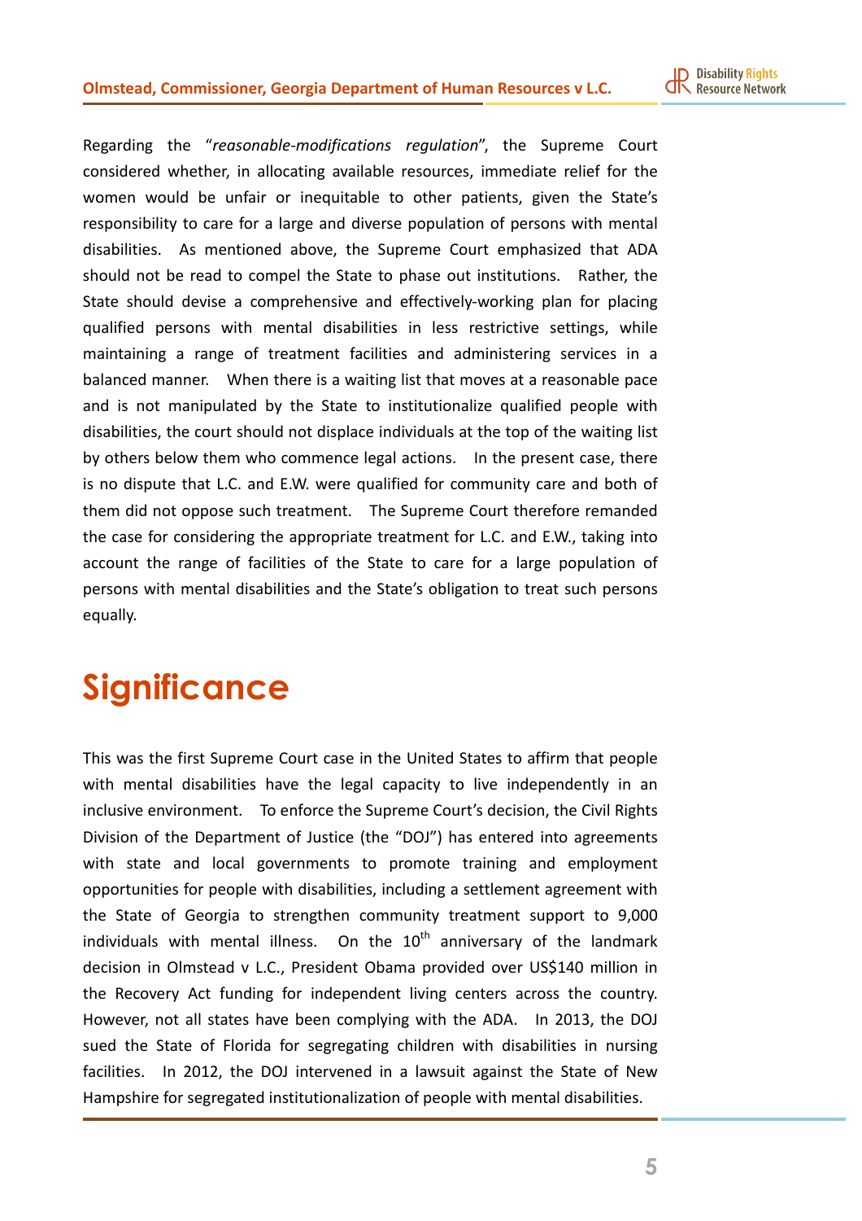Regarding the "*reasonable-modifications regulation*", the Supreme Court considered whether, in allocating available resources, immediate relief for the women would be unfair or inequitable to other patients, given the State's responsibility to care for a large and diverse population of persons with mental disabilities. As mentioned above, the Supreme Court emphasized that ADA should not be read to compel the State to phase out institutions. Rather, the State should devise a comprehensive and effectively-working plan for placing qualified persons with mental disabilities in less restrictive settings, while maintaining a range of treatment facilities and administering services in a balanced manner. When there is a waiting list that moves at a reasonable pace and is not manipulated by the State to institutionalize qualified people with disabilities, the court should not displace individuals at the top of the waiting list by others below them who commence legal actions. In the present case, there is no dispute that L.C. and E.W. were qualified for community care and both of them did not oppose such treatment. The Supreme Court therefore remanded the case for considering the appropriate treatment for L.C. and E.W., taking into account the range of facilities of the State to care for a large population of persons with mental disabilities and the State's obligation to treat such persons equally.

# Significance

This was the first Supreme Court case in the United States to affirm that people with mental disabilities have the legal capacity to live independently in an inclusive environment. To enforce the Supreme Court's decision, the Civil Rights Division of the Department of Justice (the "DOJ") has entered into agreements with state and local governments to promote training and employment opportunities for people with disabilities, including a settlement agreement with the State of Georgia to strengthen community treatment support to 9,000 individuals with mental illness. On the 10th anniversary of the landmark decision in Olmstead v L.C., President Obama provided over US$140 million in the Recovery Act funding for independent living centers across the country. However, not all states have been complying with the ADA. In 2013, the DOJ sued the State of Florida for segregating children with disabilities in nursing facilities. In 2012, the DOJ intervened in a lawsuit against the State of New Hampshire for segregated institutionalization of people with mental disabilities.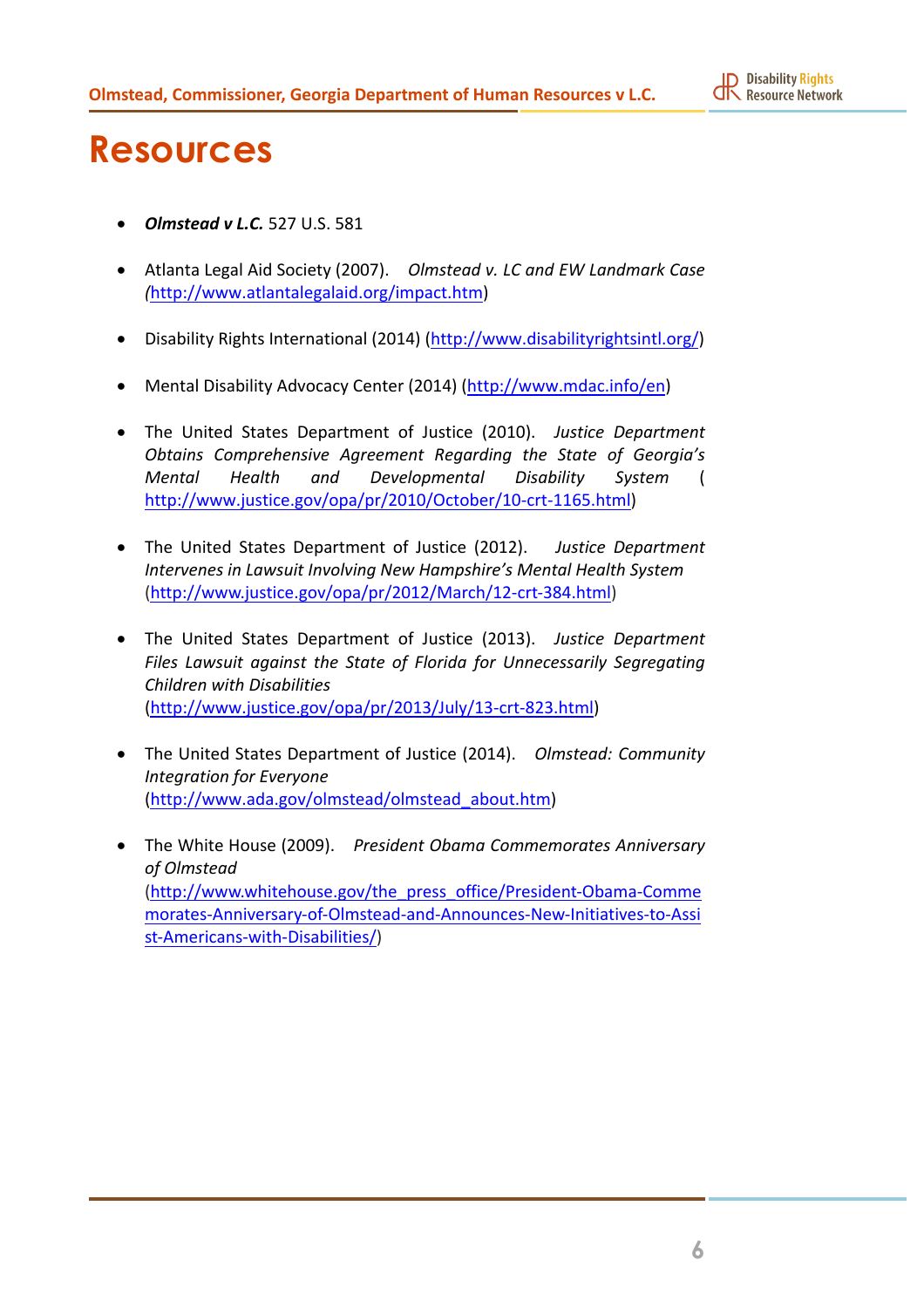# Resources

- ***Olmstead v L.C.*** 527 U.S. 581
- Atlanta Legal Aid Society (2007). *Olmstead v. LC and EW Landmark Case (*http://www.atlantalegalaid.org/impact.htm)
- Disability Rights International (2014) (http://www.disabilityrightsintl.org/)
- Mental Disability Advocacy Center (2014) (http://www.mdac.info/en)
- The United States Department of Justice (2010). *Justice Department Obtains Comprehensive Agreement Regarding the State of Georgia's Mental Health and Developmental Disability System* ( http://www.justice.gov/opa/pr/2010/October/10-crt-1165.html)
- The United States Department of Justice (2012). *Justice Department Intervenes in Lawsuit Involving New Hampshire's Mental Health System* (http://www.justice.gov/opa/pr/2012/March/12-crt-384.html)
- The United States Department of Justice (2013). *Justice Department Files Lawsuit against the State of Florida for Unnecessarily Segregating Children with Disabilities* (http://www.justice.gov/opa/pr/2013/July/13-crt-823.html)
- The United States Department of Justice (2014). *Olmstead: Community Integration for Everyone* (http://www.ada.gov/olmstead/olmstead_about.htm)
- The White House (2009). *President Obama Commemorates Anniversary of Olmstead* (http://www.whitehouse.gov/the_press_office/President-Obama-Commemorates-Anniversary-of-Olmstead-and-Announces-New-Initiatives-to-Assist-Americans-with-Disabilities/)